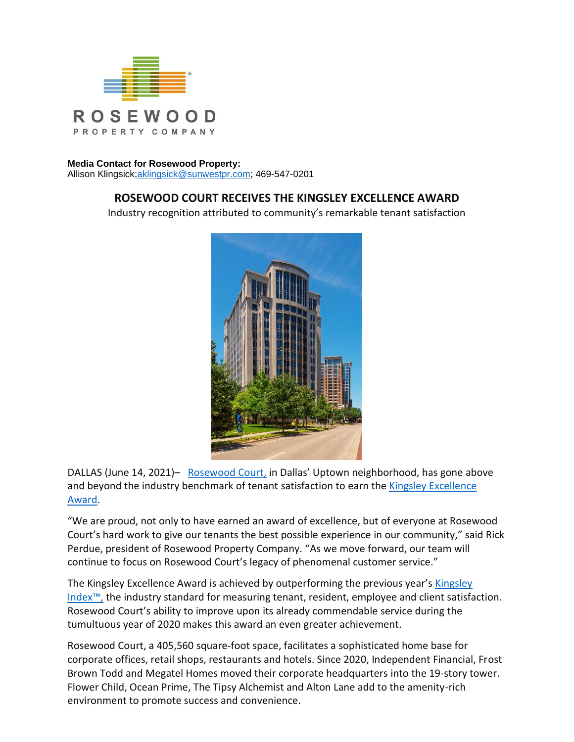ROSEWOOD
PROPERTY COMPANY

**Media Contact for Rosewood Property:**
Allison Klingsick;aklingsick@sunwestpr.com; 469-547-0201

## ROSEWOOD COURT RECEIVES THE KINGSLEY EXCELLENCE AWARD

Industry recognition attributed to community's remarkable tenant satisfaction

DALLAS (June 14, 2021)– Rosewood Court, in Dallas' Uptown neighborhood, has gone above and beyond the industry benchmark of tenant satisfaction to earn the Kingsley Excellence Award.

"We are proud, not only to have earned an award of excellence, but of everyone at Rosewood Court's hard work to give our tenants the best possible experience in our community," said Rick Perdue, president of Rosewood Property Company. "As we move forward, our team will continue to focus on Rosewood Court's legacy of phenomenal customer service."

The Kingsley Excellence Award is achieved by outperforming the previous year's Kingsley Index™, the industry standard for measuring tenant, resident, employee and client satisfaction. Rosewood Court's ability to improve upon its already commendable service during the tumultuous year of 2020 makes this award an even greater achievement.

Rosewood Court, a 405,560 square-foot space, facilitates a sophisticated home base for corporate offices, retail shops, restaurants and hotels. Since 2020, Independent Financial, Frost Brown Todd and Megatel Homes moved their corporate headquarters into the 19-story tower. Flower Child, Ocean Prime, The Tipsy Alchemist and Alton Lane add to the amenity-rich environment to promote success and convenience.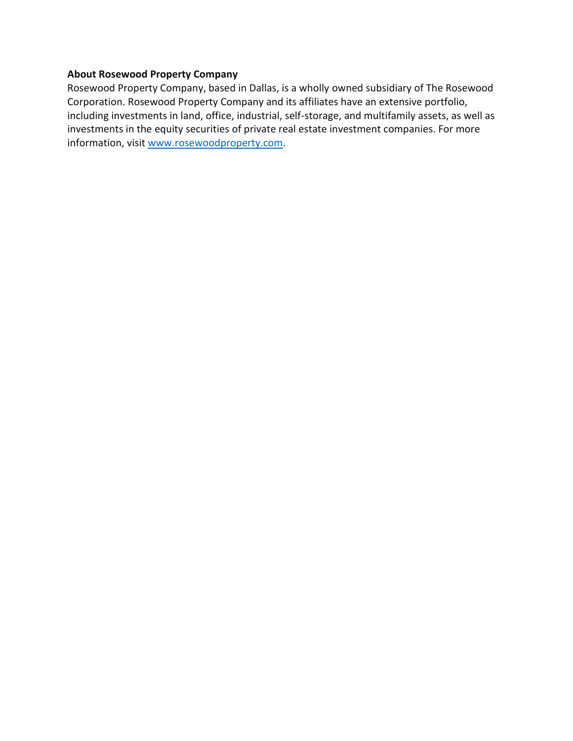**About Rosewood Property Company**

Rosewood Property Company, based in Dallas, is a wholly owned subsidiary of The Rosewood Corporation. Rosewood Property Company and its affiliates have an extensive portfolio, including investments in land, office, industrial, self-storage, and multifamily assets, as well as investments in the equity securities of private real estate investment companies. For more information, visit [www.rosewoodproperty.com](http://www.rosewoodproperty.com).